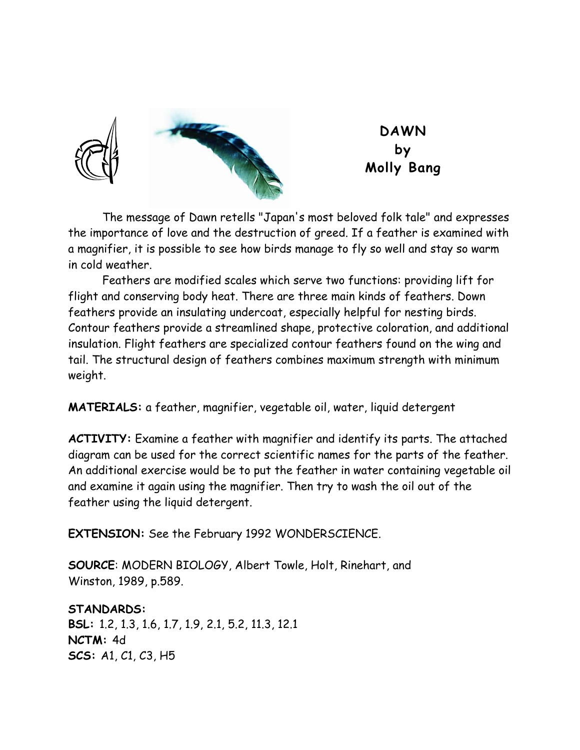# DAWN
## by
## Molly Bang

The message of Dawn retells "Japan's most beloved folk tale" and expresses the importance of love and the destruction of greed. If a feather is examined with a magnifier, it is possible to see how birds manage to fly so well and stay so warm in cold weather.

Feathers are modified scales which serve two functions: providing lift for flight and conserving body heat. There are three main kinds of feathers. Down feathers provide an insulating undercoat, especially helpful for nesting birds. Contour feathers provide a streamlined shape, protective coloration, and additional insulation. Flight feathers are specialized contour feathers found on the wing and tail. The structural design of feathers combines maximum strength with minimum weight.

**MATERIALS:** a feather, magnifier, vegetable oil, water, liquid detergent

**ACTIVITY:** Examine a feather with magnifier and identify its parts. The attached diagram can be used for the correct scientific names for the parts of the feather. An additional exercise would be to put the feather in water containing vegetable oil and examine it again using the magnifier. Then try to wash the oil out of the feather using the liquid detergent.

**EXTENSION:** See the February 1992 WONDERSCIENCE.

**SOURCE**: MODERN BIOLOGY, Albert Towle, Holt, Rinehart, and Winston, 1989, p.589.

**STANDARDS:**
**BSL:** 1.2, 1.3, 1.6, 1.7, 1.9, 2.1, 5.2, 11.3, 12.1
**NCTM:** 4d
**SCS:** A1, C1, C3, H5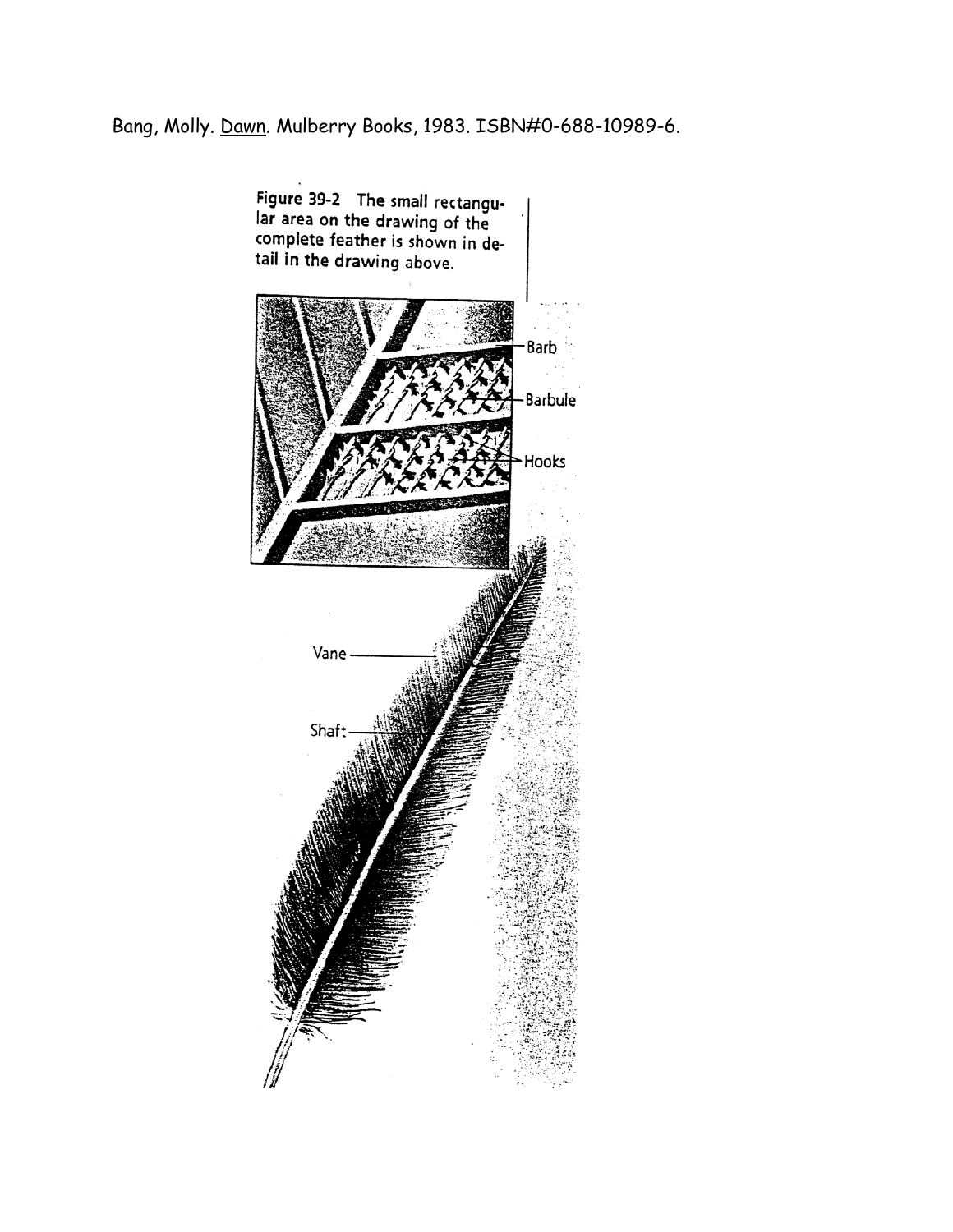Bang, Molly. Dawn. Mulberry Books, 1983. ISBN#0-688-10989-6.

Figure 39-2 The small rectangular area on the drawing of the complete feather is shown in detail in the drawing above.

Barb

Barbule

Hooks

Vane

Shaft